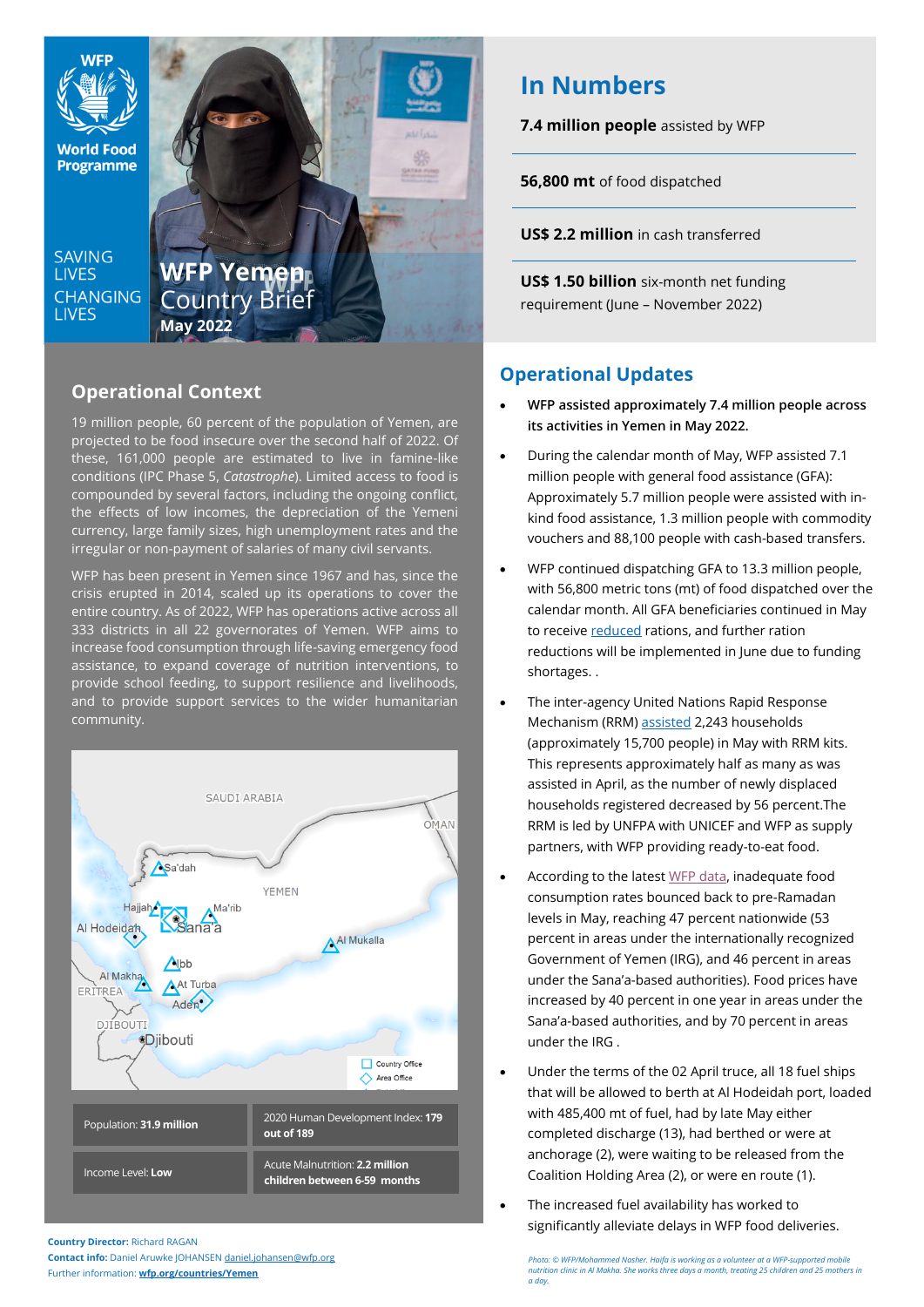WFP

World Food Programme

SAVING LIVES CHANGING LIVES

# WFP Yemen Country Brief

**May 2022**

## In Numbers

**7.4 million people** assisted by WFP

**56,800 mt** of food dispatched

**US$ 2.2 million** in cash transferred

**US$ 1.50 billion** six-month net funding requirement (June – November 2022)

## Operational Context

19 million people, 60 percent of the population of Yemen, are projected to be food insecure over the second half of 2022. Of these, 161,000 people are estimated to live in famine-like conditions (IPC Phase 5, *Catastrophe*). Limited access to food is compounded by several factors, including the ongoing conflict, the effects of low incomes, the depreciation of the Yemeni currency, large family sizes, high unemployment rates and the irregular or non-payment of salaries of many civil servants.

WFP has been present in Yemen since 1967 and has, since the crisis erupted in 2014, scaled up its operations to cover the entire country. As of 2022, WFP has operations active across all 333 districts in all 22 governorates of Yemen. WFP aims to increase food consumption through life-saving emergency food assistance, to expand coverage of nutrition interventions, to provide school feeding, to support resilience and livelihoods, and to provide support services to the wider humanitarian community.

SAUDI ARABIA, OMAN, YEMEN, Sa'dah, Hajjah, Ma'rib, Al Hodeidah, Sana'a, Al Mukalla, Ibb, Al Makha, At Turba, ERITREA, Aden, DJIBOUTI, Djibouti

Country Office
Area Office

| Population: **31.9 million** | 2020 Human Development Index: **179 out of 189** |
|---|---|
| Income Level: **Low** | Acute Malnutrition: **2.2 million children between 6-59 months** |

**Country Director:** Richard RAGAN
**Contact info:** Daniel Aruwke JOHANSEN daniel.johansen@wfp.org
Further information: **wfp.org/countries/Yemen**

## Operational Updates

- **WFP assisted approximately 7.4 million people across its activities in Yemen in May 2022.**
- During the calendar month of May, WFP assisted 7.1 million people with general food assistance (GFA): Approximately 5.7 million people were assisted with in-kind food assistance, 1.3 million people with commodity vouchers and 88,100 people with cash-based transfers.
- WFP continued dispatching GFA to 13.3 million people, with 56,800 metric tons (mt) of food dispatched over the calendar month. All GFA beneficiaries continued in May to receive reduced rations, and further ration reductions will be implemented in June due to funding shortages. .
- The inter-agency United Nations Rapid Response Mechanism (RRM) assisted 2,243 households (approximately 15,700 people) in May with RRM kits. This represents approximately half as many as was assisted in April, as the number of newly displaced households registered decreased by 56 percent.The RRM is led by UNFPA with UNICEF and WFP as supply partners, with WFP providing ready-to-eat food.
- According to the latest WFP data, inadequate food consumption rates bounced back to pre-Ramadan levels in May, reaching 47 percent nationwide (53 percent in areas under the internationally recognized Government of Yemen (IRG), and 46 percent in areas under the Sana'a-based authorities). Food prices have increased by 40 percent in one year in areas under the Sana'a-based authorities, and by 70 percent in areas under the IRG .
- Under the terms of the 02 April truce, all 18 fuel ships that will be allowed to berth at Al Hodeidah port, loaded with 485,400 mt of fuel, had by late May either completed discharge (13), had berthed or were at anchorage (2), were waiting to be released from the Coalition Holding Area (2), or were en route (1).
- The increased fuel availability has worked to significantly alleviate delays in WFP food deliveries.

*Photo: © WFP/Mohammed Nasher. Haifa is working as a volunteer at a WFP-supported mobile nutrition clinic in Al Makha. She works three days a month, treating 25 children and 25 mothers in a day.*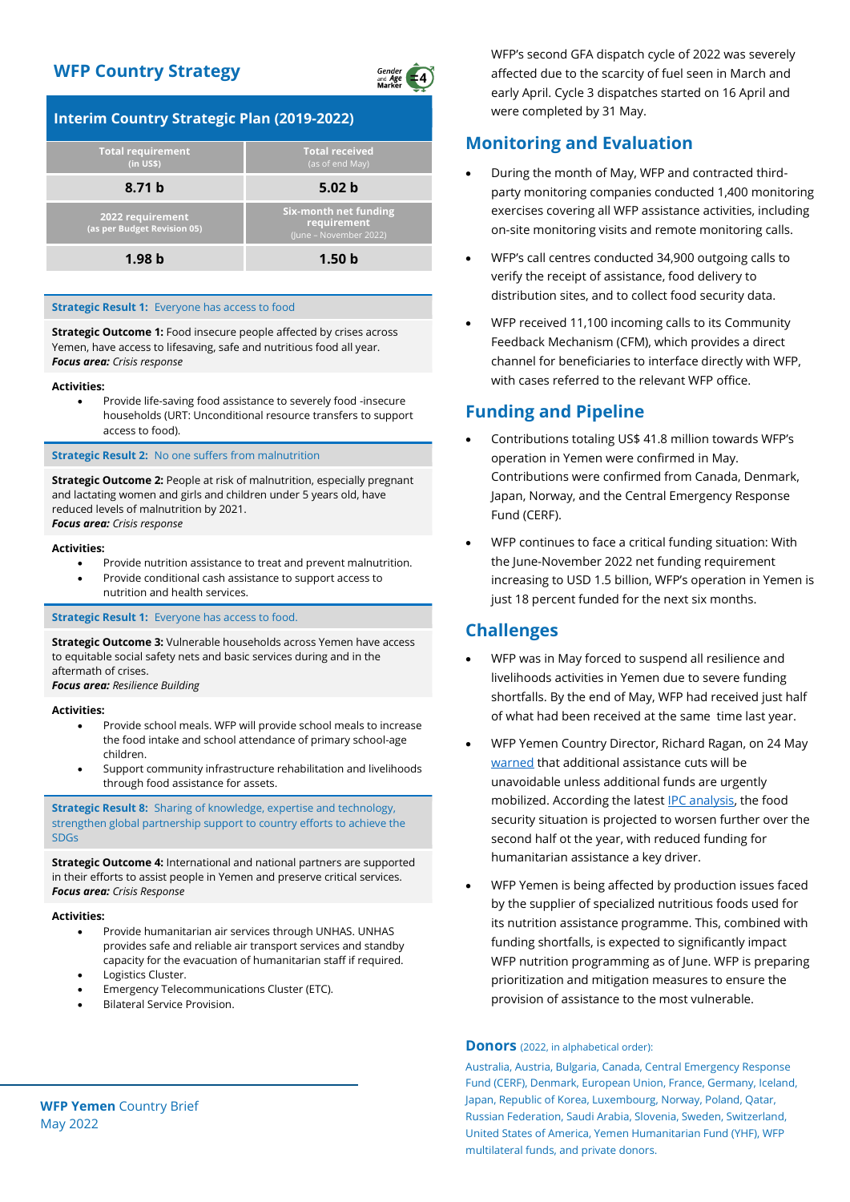## WFP Country Strategy

Gender and Age Marker 4

### Interim Country Strategic Plan (2019-2022)

| Total requirement (in US$) | Total received (as of end May) |
|---|---|
| 8.71 b | 5.02 b |
| 2022 requirement (as per Budget Revision 05) | Six-month net funding requirement (June – November 2022) |
| 1.98 b | 1.50 b |

**Strategic Result 1:** Everyone has access to food

**Strategic Outcome 1:** Food insecure people affected by crises across Yemen, have access to lifesaving, safe and nutritious food all year.
***Focus area:*** *Crisis response*

**Activities:**

- Provide life-saving food assistance to severely food -insecure households (URT: Unconditional resource transfers to support access to food).

**Strategic Result 2:** No one suffers from malnutrition

**Strategic Outcome 2:** People at risk of malnutrition, especially pregnant and lactating women and girls and children under 5 years old, have reduced levels of malnutrition by 2021.
***Focus area:*** *Crisis response*

**Activities:**

- Provide nutrition assistance to treat and prevent malnutrition.
- Provide conditional cash assistance to support access to nutrition and health services.

**Strategic Result 1:** Everyone has access to food.

**Strategic Outcome 3:** Vulnerable households across Yemen have access to equitable social safety nets and basic services during and in the aftermath of crises.
***Focus area:*** *Resilience Building*

**Activities:**

- Provide school meals. WFP will provide school meals to increase the food intake and school attendance of primary school-age children.
- Support community infrastructure rehabilitation and livelihoods through food assistance for assets.

**Strategic Result 8:** Sharing of knowledge, expertise and technology, strengthen global partnership support to country efforts to achieve the SDGs

**Strategic Outcome 4:** International and national partners are supported in their efforts to assist people in Yemen and preserve critical services.
***Focus area:*** *Crisis Response*

**Activities:**

- Provide humanitarian air services through UNHAS. UNHAS provides safe and reliable air transport services and standby capacity for the evacuation of humanitarian staff if required.
- Logistics Cluster.
- Emergency Telecommunications Cluster (ETC).
- Bilateral Service Provision.

WFP's second GFA dispatch cycle of 2022 was severely affected due to the scarcity of fuel seen in March and early April. Cycle 3 dispatches started on 16 April and were completed by 31 May.

## Monitoring and Evaluation

- During the month of May, WFP and contracted third-party monitoring companies conducted 1,400 monitoring exercises covering all WFP assistance activities, including on-site monitoring visits and remote monitoring calls.
- WFP's call centres conducted 34,900 outgoing calls to verify the receipt of assistance, food delivery to distribution sites, and to collect food security data.
- WFP received 11,100 incoming calls to its Community Feedback Mechanism (CFM), which provides a direct channel for beneficiaries to interface directly with WFP, with cases referred to the relevant WFP office.

## Funding and Pipeline

- Contributions totaling US$ 41.8 million towards WFP's operation in Yemen were confirmed in May. Contributions were confirmed from Canada, Denmark, Japan, Norway, and the Central Emergency Response Fund (CERF).
- WFP continues to face a critical funding situation: With the June-November 2022 net funding requirement increasing to USD 1.5 billion, WFP's operation in Yemen is just 18 percent funded for the next six months.

## Challenges

- WFP was in May forced to suspend all resilience and livelihoods activities in Yemen due to severe funding shortfalls. By the end of May, WFP had received just half of what had been received at the same time last year.
- WFP Yemen Country Director, Richard Ragan, on 24 May warned that additional assistance cuts will be unavoidable unless additional funds are urgently mobilized. According the latest IPC analysis, the food security situation is projected to worsen further over the second half ot the year, with reduced funding for humanitarian assistance a key driver.
- WFP Yemen is being affected by production issues faced by the supplier of specialized nutritious foods used for its nutrition assistance programme. This, combined with funding shortfalls, is expected to significantly impact WFP nutrition programming as of June. WFP is preparing prioritization and mitigation measures to ensure the provision of assistance to the most vulnerable.

**Donors** (2022, in alphabetical order):

Australia, Austria, Bulgaria, Canada, Central Emergency Response Fund (CERF), Denmark, European Union, France, Germany, Iceland, Japan, Republic of Korea, Luxembourg, Norway, Poland, Qatar, Russian Federation, Saudi Arabia, Slovenia, Sweden, Switzerland, United States of America, Yemen Humanitarian Fund (YHF), WFP multilateral funds, and private donors.